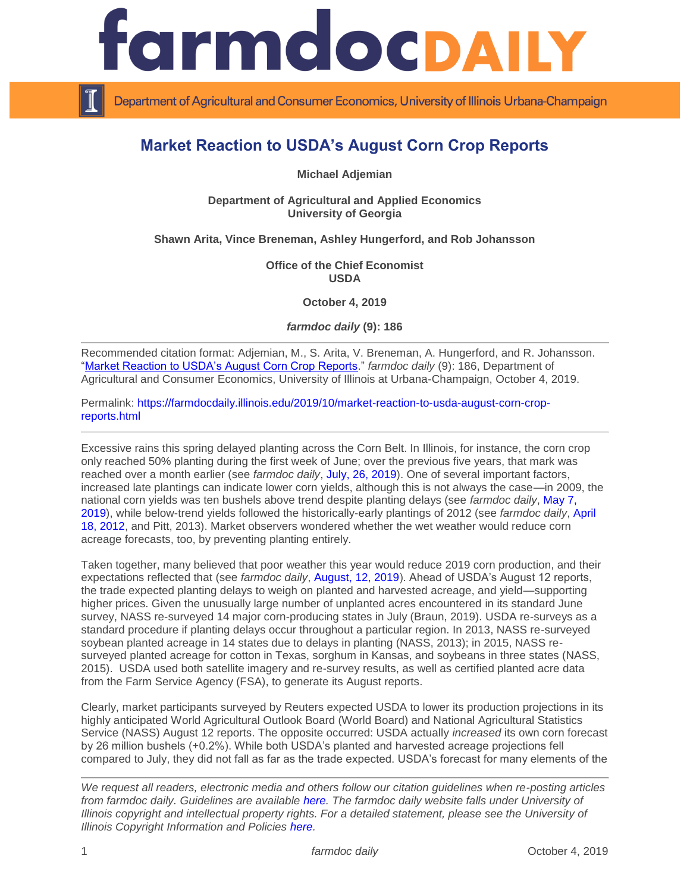# farmdoc DAILY

Department of Agricultural and Consumer Economics, University of Illinois Urbana-Champaign

## Market Reaction to USDA's August Corn Crop Reports

**Michael Adjemian**

**Department of Agricultural and Applied Economics**
**University of Georgia**

**Shawn Arita, Vince Breneman, Ashley Hungerford, and Rob Johansson**

**Office of the Chief Economist**
**USDA**

**October 4, 2019**

***farmdoc daily* (9): 186**

---

Recommended citation format: Adjemian, M., S. Arita, V. Breneman, A. Hungerford, and R. Johansson. "Market Reaction to USDA's August Corn Crop Reports." *farmdoc daily* (9): 186, Department of Agricultural and Consumer Economics, University of Illinois at Urbana-Champaign, October 4, 2019.

Permalink: https://farmdocdaily.illinois.edu/2019/10/market-reaction-to-usda-august-corn-crop-reports.html

---

Excessive rains this spring delayed planting across the Corn Belt. In Illinois, for instance, the corn crop only reached 50% planting during the first week of June; over the previous five years, that mark was reached over a month earlier (see *farmdoc daily*, July, 26, 2019). One of several important factors, increased late plantings can indicate lower corn yields, although this is not always the case—in 2009, the national corn yields was ten bushels above trend despite planting delays (see *farmdoc daily*, May 7, 2019), while below-trend yields followed the historically-early plantings of 2012 (see *farmdoc daily*, April 18, 2012, and Pitt, 2013). Market observers wondered whether the wet weather would reduce corn acreage forecasts, too, by preventing planting entirely.

Taken together, many believed that poor weather this year would reduce 2019 corn production, and their expectations reflected that (see *farmdoc daily*, August, 12, 2019). Ahead of USDA's August 12 reports, the trade expected planting delays to weigh on planted and harvested acreage, and yield—supporting higher prices. Given the unusually large number of unplanted acres encountered in its standard June survey, NASS re-surveyed 14 major corn-producing states in July (Braun, 2019). USDA re-surveys as a standard procedure if planting delays occur throughout a particular region. In 2013, NASS re-surveyed soybean planted acreage in 14 states due to delays in planting (NASS, 2013); in 2015, NASS re-surveyed planted acreage for cotton in Texas, sorghum in Kansas, and soybeans in three states (NASS, 2015). USDA used both satellite imagery and re-survey results, as well as certified planted acre data from the Farm Service Agency (FSA), to generate its August reports.

Clearly, market participants surveyed by Reuters expected USDA to lower its production projections in its highly anticipated World Agricultural Outlook Board (World Board) and National Agricultural Statistics Service (NASS) August 12 reports. The opposite occurred: USDA actually *increased* its own corn forecast by 26 million bushels (+0.2%). While both USDA's planted and harvested acreage projections fell compared to July, they did not fall as far as the trade expected. USDA's forecast for many elements of the

---

*We request all readers, electronic media and others follow our citation guidelines when re-posting articles from farmdoc daily. Guidelines are available here. The farmdoc daily website falls under University of Illinois copyright and intellectual property rights. For a detailed statement, please see the University of Illinois Copyright Information and Policies here.*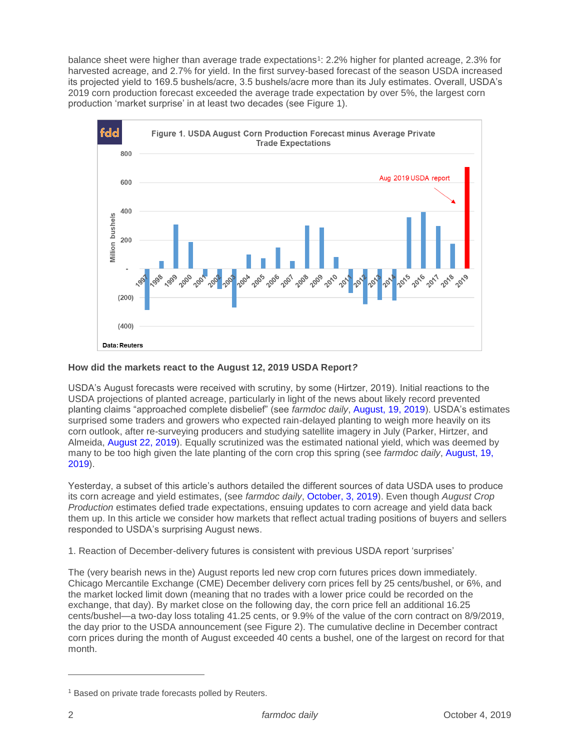balance sheet were higher than average trade expectations[1]: 2.2% higher for planted acreage, 2.3% for harvested acreage, and 2.7% for yield. In the first survey-based forecast of the season USDA increased its projected yield to 169.5 bushels/acre, 3.5 bushels/acre more than its July estimates. Overall, USDA's 2019 corn production forecast exceeded the average trade expectation by over 5%, the largest corn production 'market surprise' in at least two decades (see Figure 1).

Figure 1. USDA August Corn Production Forecast minus Average Private Trade Expectations

Data: Reuters

**How did the markets react to the August 12, 2019 USDA Report?**

USDA's August forecasts were received with scrutiny, by some (Hirtzer, 2019). Initial reactions to the USDA projections of planted acreage, particularly in light of the news about likely record prevented planting claims "approached complete disbelief" (see *farmdoc daily*, August, 19, 2019). USDA's estimates surprised some traders and growers who expected rain-delayed planting to weigh more heavily on its corn outlook, after re-surveying producers and studying satellite imagery in July (Parker, Hirtzer, and Almeida, August 22, 2019). Equally scrutinized was the estimated national yield, which was deemed by many to be too high given the late planting of the corn crop this spring (see *farmdoc daily*, August, 19, 2019).

Yesterday, a subset of this article's authors detailed the different sources of data USDA uses to produce its corn acreage and yield estimates, (see *farmdoc daily*, October, 3, 2019). Even though *August Crop Production* estimates defied trade expectations, ensuing updates to corn acreage and yield data back them up. In this article we consider how markets that reflect actual trading positions of buyers and sellers responded to USDA's surprising August news.

1. Reaction of December-delivery futures is consistent with previous USDA report 'surprises'

The (very bearish news in the) August reports led new crop corn futures prices down immediately. Chicago Mercantile Exchange (CME) December delivery corn prices fell by 25 cents/bushel, or 6%, and the market locked limit down (meaning that no trades with a lower price could be recorded on the exchange, that day). By market close on the following day, the corn price fell an additional 16.25 cents/bushel—a two-day loss totaling 41.25 cents, or 9.9% of the value of the corn contract on 8/9/2019, the day prior to the USDA announcement (see Figure 2). The cumulative decline in December contract corn prices during the month of August exceeded 40 cents a bushel, one of the largest on record for that month.

[1] Based on private trade forecasts polled by Reuters.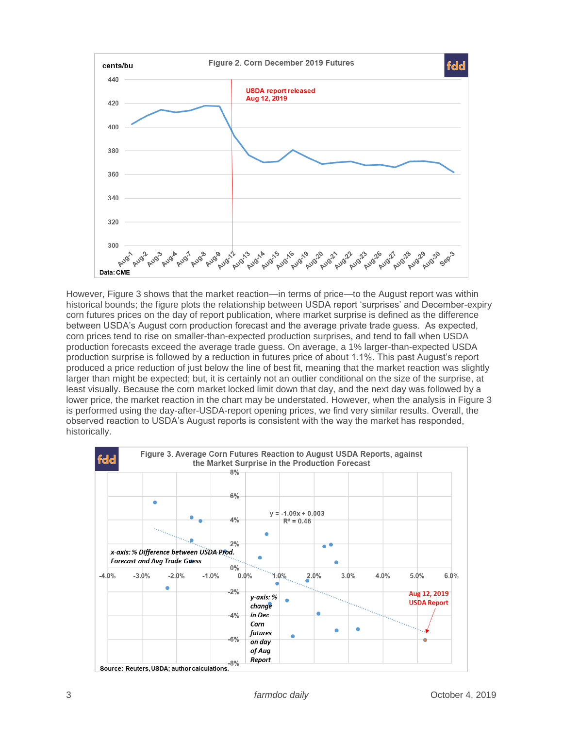**Figure 2. Corn December 2019 Futures**

However, Figure 3 shows that the market reaction—in terms of price—to the August report was within historical bounds; the figure plots the relationship between USDA report 'surprises' and December-expiry corn futures prices on the day of report publication, where market surprise is defined as the difference between USDA's August corn production forecast and the average private trade guess. As expected, corn prices tend to rise on smaller-than-expected production surprises, and tend to fall when USDA production forecasts exceed the average trade guess. On average, a 1% larger-than-expected USDA production surprise is followed by a reduction in futures price of about 1.1%. This past August's report produced a price reduction of just below the line of best fit, meaning that the market reaction was slightly larger than might be expected; but, it is certainly not an outlier conditional on the size of the surprise, at least visually. Because the corn market locked limit down that day, and the next day was followed by a lower price, the market reaction in the chart may be understated. However, when the analysis in Figure 3 is performed using the day-after-USDA-report opening prices, we find very similar results. Overall, the observed reaction to USDA's August reports is consistent with the way the market has responded, historically.

**Figure 3. Average Corn Futures Reaction to August USDA Reports, against the Market Surprise in the Production Forecast**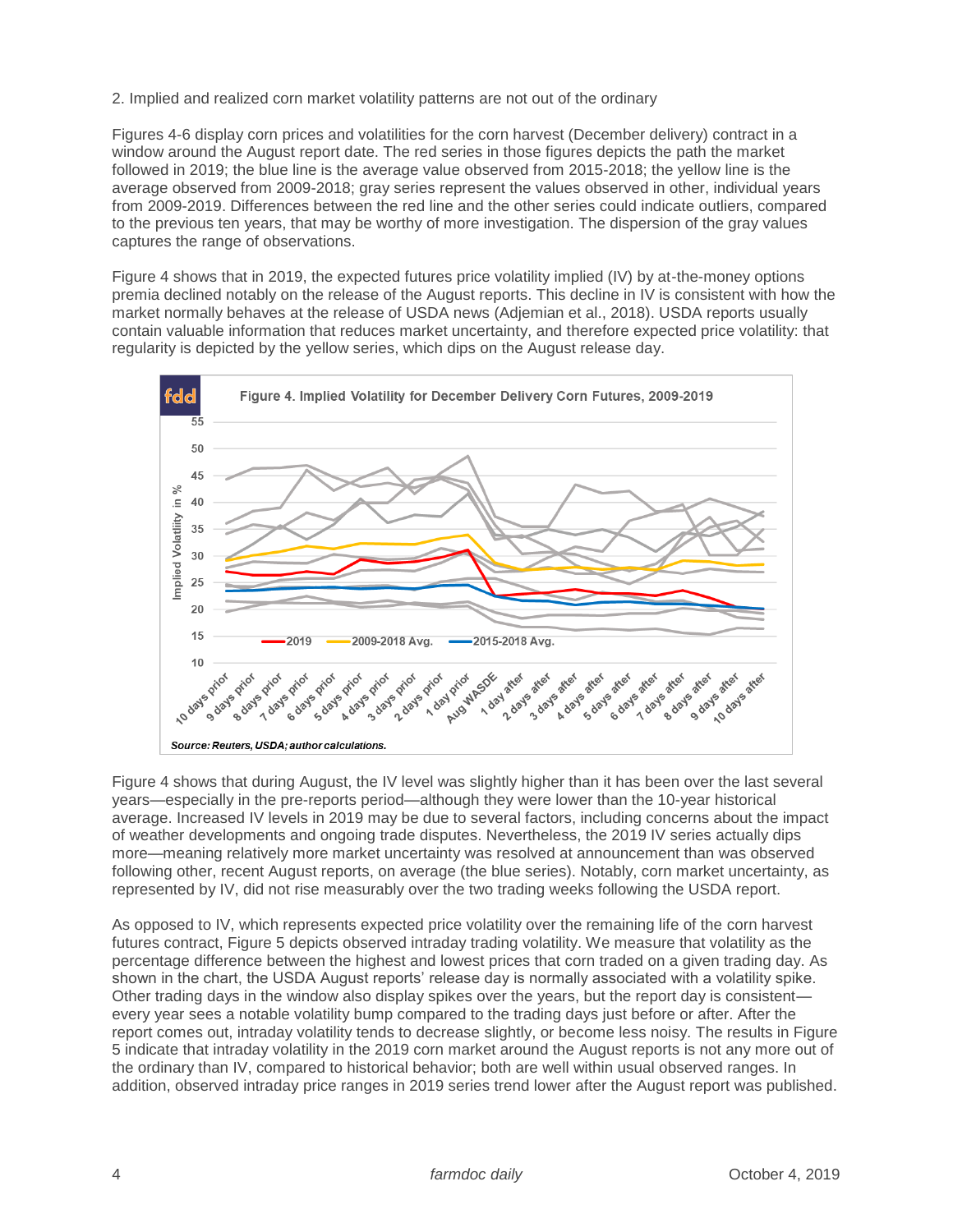2. Implied and realized corn market volatility patterns are not out of the ordinary

Figures 4-6 display corn prices and volatilities for the corn harvest (December delivery) contract in a window around the August report date. The red series in those figures depicts the path the market followed in 2019; the blue line is the average value observed from 2015-2018; the yellow line is the average observed from 2009-2018; gray series represent the values observed in other, individual years from 2009-2019. Differences between the red line and the other series could indicate outliers, compared to the previous ten years, that may be worthy of more investigation. The dispersion of the gray values captures the range of observations.

Figure 4 shows that in 2019, the expected futures price volatility implied (IV) by at-the-money options premia declined notably on the release of the August reports. This decline in IV is consistent with how the market normally behaves at the release of USDA news (Adjemian et al., 2018). USDA reports usually contain valuable information that reduces market uncertainty, and therefore expected price volatility: that regularity is depicted by the yellow series, which dips on the August release day.

**Figure 4. Implied Volatility for December Delivery Corn Futures, 2009-2019**

*Source: Reuters, USDA; author calculations.*

Figure 4 shows that during August, the IV level was slightly higher than it has been over the last several years—especially in the pre-reports period—although they were lower than the 10-year historical average. Increased IV levels in 2019 may be due to several factors, including concerns about the impact of weather developments and ongoing trade disputes. Nevertheless, the 2019 IV series actually dips more—meaning relatively more market uncertainty was resolved at announcement than was observed following other, recent August reports, on average (the blue series). Notably, corn market uncertainty, as represented by IV, did not rise measurably over the two trading weeks following the USDA report.

As opposed to IV, which represents expected price volatility over the remaining life of the corn harvest futures contract, Figure 5 depicts observed intraday trading volatility. We measure that volatility as the percentage difference between the highest and lowest prices that corn traded on a given trading day. As shown in the chart, the USDA August reports' release day is normally associated with a volatility spike. Other trading days in the window also display spikes over the years, but the report day is consistent—every year sees a notable volatility bump compared to the trading days just before or after. After the report comes out, intraday volatility tends to decrease slightly, or become less noisy. The results in Figure 5 indicate that intraday volatility in the 2019 corn market around the August reports is not any more out of the ordinary than IV, compared to historical behavior; both are well within usual observed ranges. In addition, observed intraday price ranges in 2019 series trend lower after the August report was published.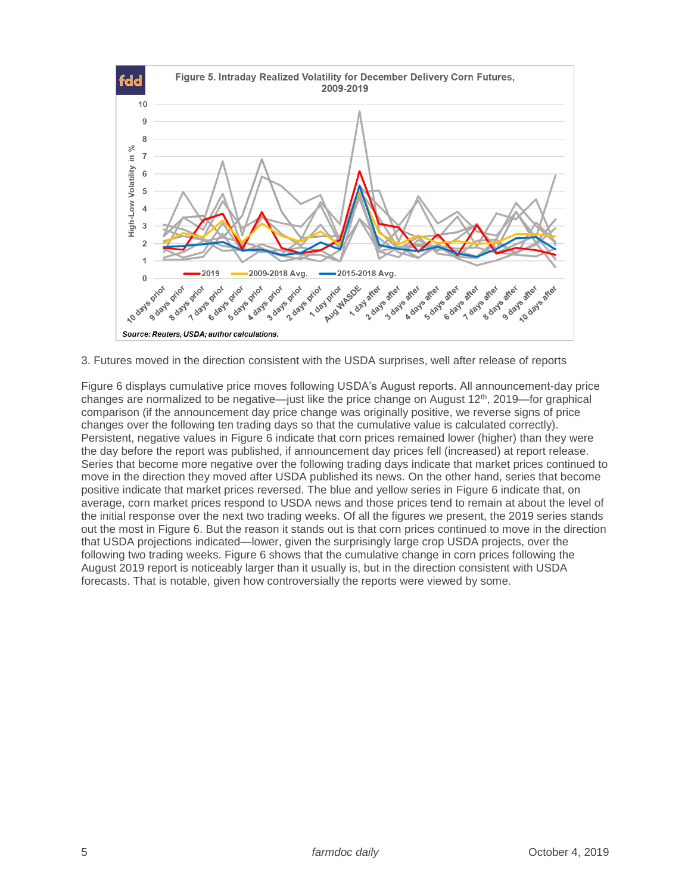Figure 5. Intraday Realized Volatility for December Delivery Corn Futures, 2009-2019

Source: Reuters, USDA; author calculations.

3. Futures moved in the direction consistent with the USDA surprises, well after release of reports

Figure 6 displays cumulative price moves following USDA's August reports. All announcement-day price changes are normalized to be negative—just like the price change on August 12th, 2019—for graphical comparison (if the announcement day price change was originally positive, we reverse signs of price changes over the following ten trading days so that the cumulative value is calculated correctly). Persistent, negative values in Figure 6 indicate that corn prices remained lower (higher) than they were the day before the report was published, if announcement day prices fell (increased) at report release. Series that become more negative over the following trading days indicate that market prices continued to move in the direction they moved after USDA published its news. On the other hand, series that become positive indicate that market prices reversed. The blue and yellow series in Figure 6 indicate that, on average, corn market prices respond to USDA news and those prices tend to remain at about the level of the initial response over the next two trading weeks. Of all the figures we present, the 2019 series stands out the most in Figure 6. But the reason it stands out is that corn prices continued to move in the direction that USDA projections indicated—lower, given the surprisingly large crop USDA projects, over the following two trading weeks. Figure 6 shows that the cumulative change in corn prices following the August 2019 report is noticeably larger than it usually is, but in the direction consistent with USDA forecasts. That is notable, given how controversially the reports were viewed by some.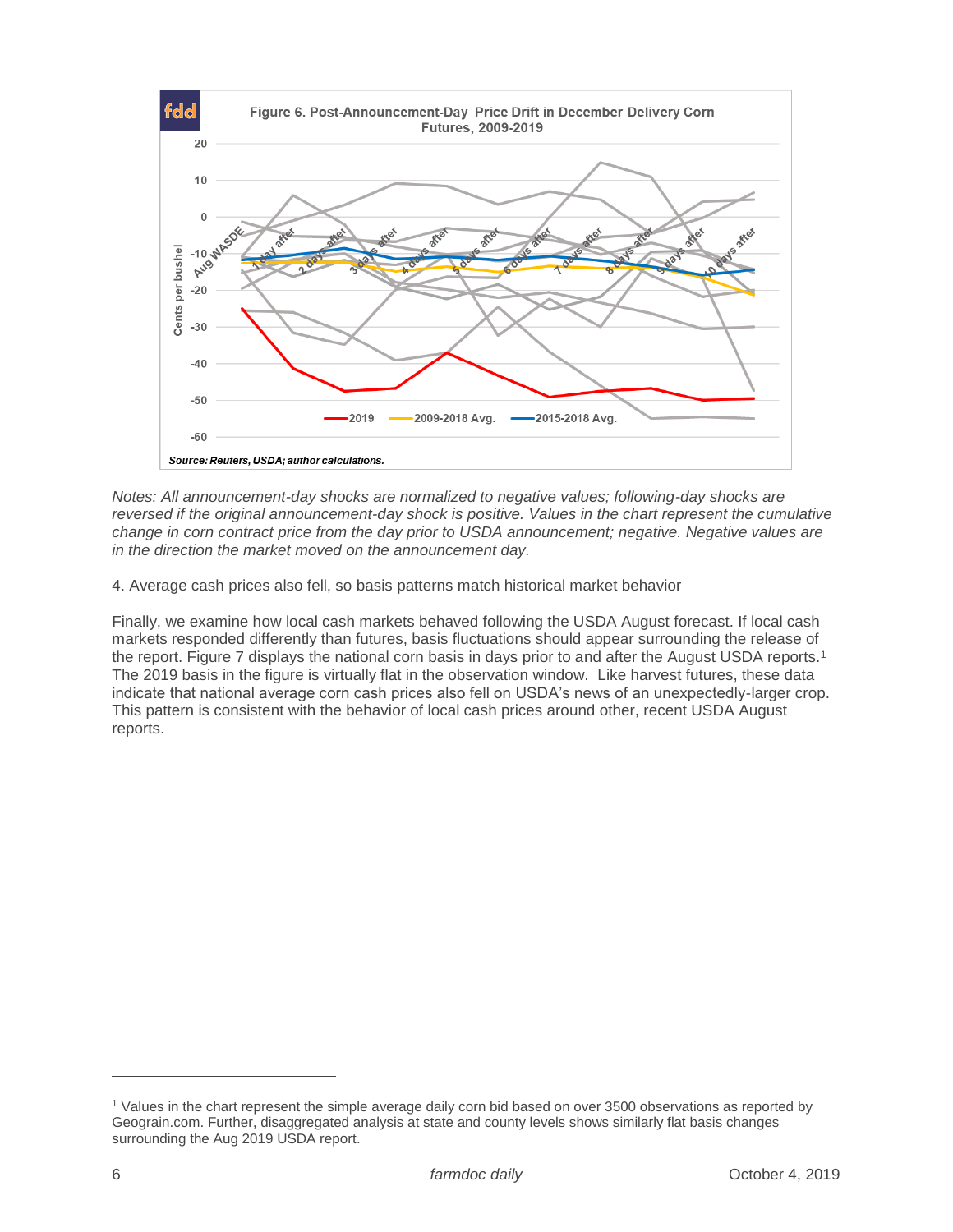Notes: *All announcement-day shocks are normalized to negative values; following-day shocks are reversed if the original announcement-day shock is positive. Values in the chart represent the cumulative change in corn contract price from the day prior to USDA announcement; negative. Negative values are in the direction the market moved on the announcement day.*

4. Average cash prices also fell, so basis patterns match historical market behavior

Finally, we examine how local cash markets behaved following the USDA August forecast. If local cash markets responded differently than futures, basis fluctuations should appear surrounding the release of the report. Figure 7 displays the national corn basis in days prior to and after the August USDA reports.[1] The 2019 basis in the figure is virtually flat in the observation window. Like harvest futures, these data indicate that national average corn cash prices also fell on USDA's news of an unexpectedly-larger crop. This pattern is consistent with the behavior of local cash prices around other, recent USDA August reports.

---

[1] Values in the chart represent the simple average daily corn bid based on over 3500 observations as reported by Geograin.com. Further, disaggregated analysis at state and county levels shows similarly flat basis changes surrounding the Aug 2019 USDA report.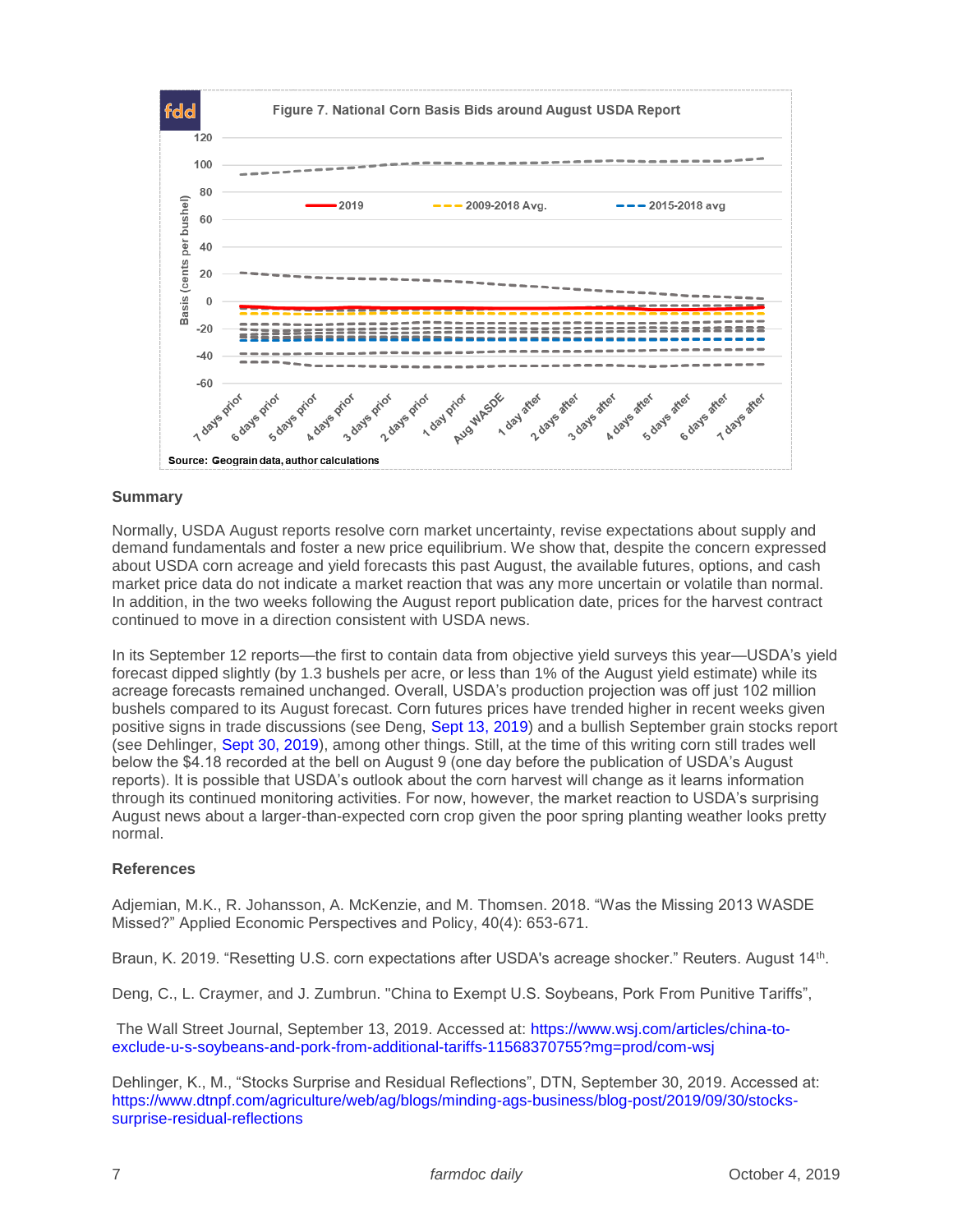Figure 7. National Corn Basis Bids around August USDA Report

Source: Geograin data, author calculations

## Summary

Normally, USDA August reports resolve corn market uncertainty, revise expectations about supply and demand fundamentals and foster a new price equilibrium. We show that, despite the concern expressed about USDA corn acreage and yield forecasts this past August, the available futures, options, and cash market price data do not indicate a market reaction that was any more uncertain or volatile than normal. In addition, in the two weeks following the August report publication date, prices for the harvest contract continued to move in a direction consistent with USDA news.

In its September 12 reports—the first to contain data from objective yield surveys this year—USDA's yield forecast dipped slightly (by 1.3 bushels per acre, or less than 1% of the August yield estimate) while its acreage forecasts remained unchanged. Overall, USDA's production projection was off just 102 million bushels compared to its August forecast. Corn futures prices have trended higher in recent weeks given positive signs in trade discussions (see Deng, Sept 13, 2019) and a bullish September grain stocks report (see Dehlinger, Sept 30, 2019), among other things. Still, at the time of this writing corn still trades well below the $4.18 recorded at the bell on August 9 (one day before the publication of USDA's August reports). It is possible that USDA's outlook about the corn harvest will change as it learns information through its continued monitoring activities. For now, however, the market reaction to USDA's surprising August news about a larger-than-expected corn crop given the poor spring planting weather looks pretty normal.

## References

Adjemian, M.K., R. Johansson, A. McKenzie, and M. Thomsen. 2018. "Was the Missing 2013 WASDE Missed?" Applied Economic Perspectives and Policy, 40(4): 653-671.

Braun, K. 2019. "Resetting U.S. corn expectations after USDA's acreage shocker." Reuters. August 14th.

Deng, C., L. Craymer, and J. Zumbrun. "China to Exempt U.S. Soybeans, Pork From Punitive Tariffs",

The Wall Street Journal, September 13, 2019. Accessed at: https://www.wsj.com/articles/china-to-exclude-u-s-soybeans-and-pork-from-additional-tariffs-11568370755?mg=prod/com-wsj

Dehlinger, K., M., "Stocks Surprise and Residual Reflections", DTN, September 30, 2019. Accessed at: https://www.dtnpf.com/agriculture/web/ag/blogs/minding-ags-business/blog-post/2019/09/30/stocks-surprise-residual-reflections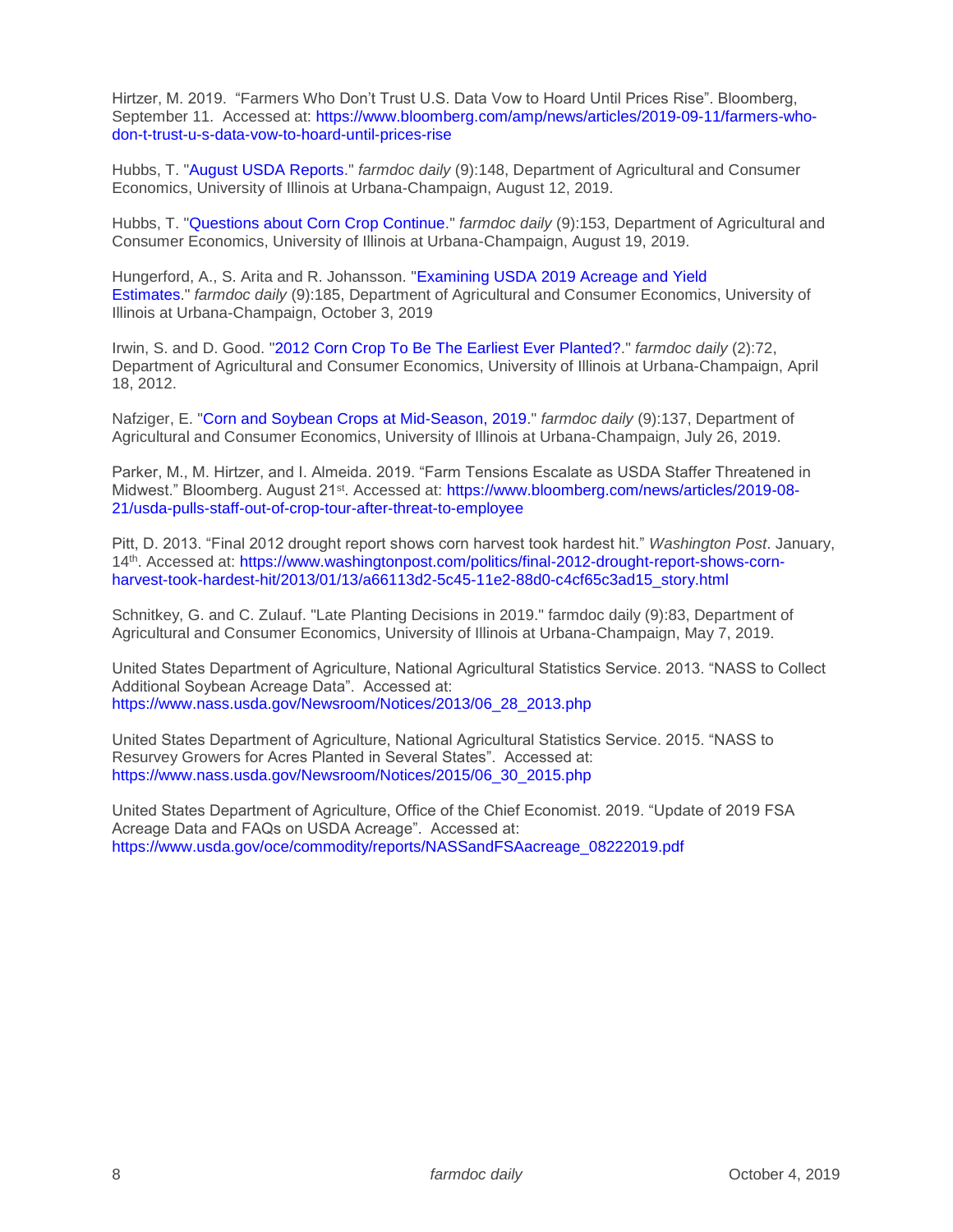Hirtzer, M. 2019. "Farmers Who Don't Trust U.S. Data Vow to Hoard Until Prices Rise". Bloomberg, September 11. Accessed at: https://www.bloomberg.com/amp/news/articles/2019-09-11/farmers-who-don-t-trust-u-s-data-vow-to-hoard-until-prices-rise

Hubbs, T. "August USDA Reports." *farmdoc daily* (9):148, Department of Agricultural and Consumer Economics, University of Illinois at Urbana-Champaign, August 12, 2019.

Hubbs, T. "Questions about Corn Crop Continue." *farmdoc daily* (9):153, Department of Agricultural and Consumer Economics, University of Illinois at Urbana-Champaign, August 19, 2019.

Hungerford, A., S. Arita and R. Johansson. "Examining USDA 2019 Acreage and Yield Estimates." *farmdoc daily* (9):185, Department of Agricultural and Consumer Economics, University of Illinois at Urbana-Champaign, October 3, 2019

Irwin, S. and D. Good. "2012 Corn Crop To Be The Earliest Ever Planted?." *farmdoc daily* (2):72, Department of Agricultural and Consumer Economics, University of Illinois at Urbana-Champaign, April 18, 2012.

Nafziger, E. "Corn and Soybean Crops at Mid-Season, 2019." *farmdoc daily* (9):137, Department of Agricultural and Consumer Economics, University of Illinois at Urbana-Champaign, July 26, 2019.

Parker, M., M. Hirtzer, and I. Almeida. 2019. "Farm Tensions Escalate as USDA Staffer Threatened in Midwest." Bloomberg. August 21st. Accessed at: https://www.bloomberg.com/news/articles/2019-08-21/usda-pulls-staff-out-of-crop-tour-after-threat-to-employee

Pitt, D. 2013. "Final 2012 drought report shows corn harvest took hardest hit." *Washington Post*. January, 14th. Accessed at: https://www.washingtonpost.com/politics/final-2012-drought-report-shows-corn-harvest-took-hardest-hit/2013/01/13/a66113d2-5c45-11e2-88d0-c4cf65c3ad15_story.html

Schnitkey, G. and C. Zulauf. "Late Planting Decisions in 2019." farmdoc daily (9):83, Department of Agricultural and Consumer Economics, University of Illinois at Urbana-Champaign, May 7, 2019.

United States Department of Agriculture, National Agricultural Statistics Service. 2013. "NASS to Collect Additional Soybean Acreage Data". Accessed at: https://www.nass.usda.gov/Newsroom/Notices/2013/06_28_2013.php

United States Department of Agriculture, National Agricultural Statistics Service. 2015. "NASS to Resurvey Growers for Acres Planted in Several States". Accessed at: https://www.nass.usda.gov/Newsroom/Notices/2015/06_30_2015.php

United States Department of Agriculture, Office of the Chief Economist. 2019. "Update of 2019 FSA Acreage Data and FAQs on USDA Acreage". Accessed at: https://www.usda.gov/oce/commodity/reports/NASSandFSAacreage_08222019.pdf